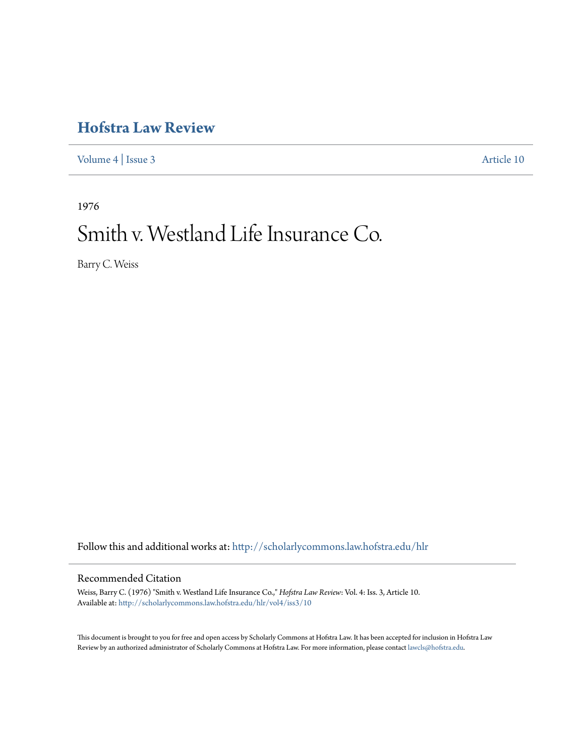# Hofstra Law Review

Volume 4 | Issue 3 Article 10

1976

# Smith v. Westland Life Insurance Co.

Barry C. Weiss

Follow this and additional works at: http://scholarlycommons.law.hofstra.edu/hlr

## Recommended Citation

Weiss, Barry C. (1976) "Smith v. Westland Life Insurance Co.," *Hofstra Law Review*: Vol. 4: Iss. 3, Article 10.
Available at: http://scholarlycommons.law.hofstra.edu/hlr/vol4/iss3/10

This document is brought to you for free and open access by Scholarly Commons at Hofstra Law. It has been accepted for inclusion in Hofstra Law Review by an authorized administrator of Scholarly Commons at Hofstra Law. For more information, please contact lawcls@hofstra.edu.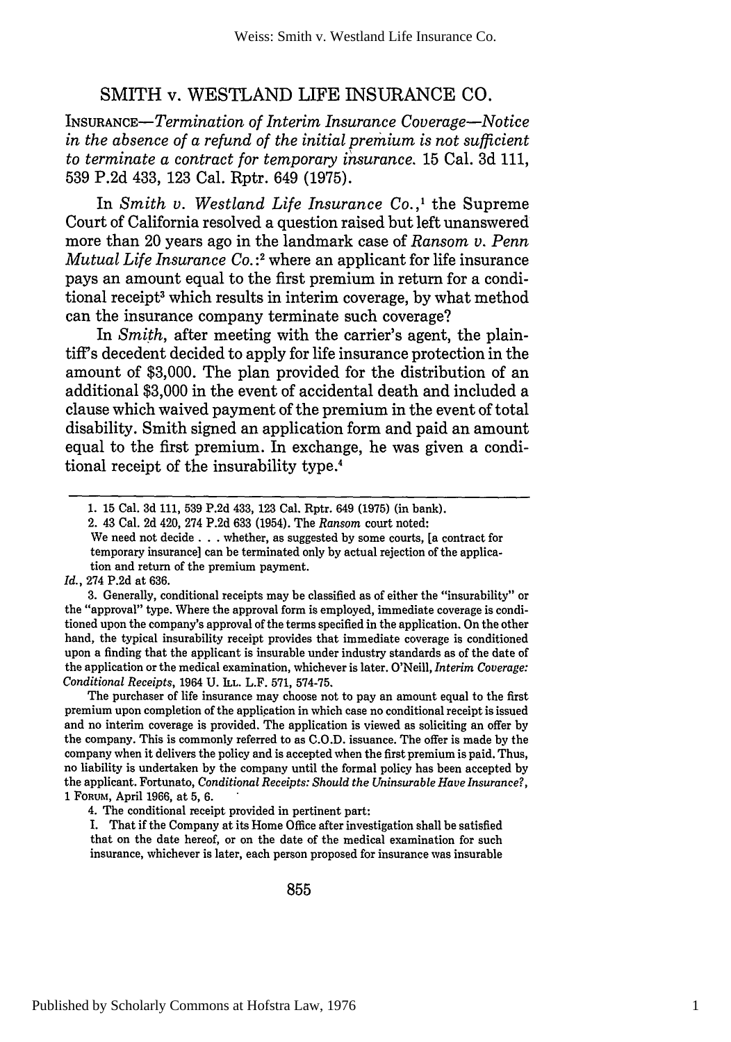# SMITH v. WESTLAND LIFE INSURANCE CO.

INSURANCE—*Termination of Interim Insurance Coverage—Notice in the absence of a refund of the initial premium is not sufficient to terminate a contract for temporary insurance.* 15 Cal. 3d 111, 539 P.2d 433, 123 Cal. Rptr. 649 (1975).

In *Smith v. Westland Life Insurance Co.*,[1] the Supreme Court of California resolved a question raised but left unanswered more than 20 years ago in the landmark case of *Ransom v. Penn Mutual Life Insurance Co.*:[2] where an applicant for life insurance pays an amount equal to the first premium in return for a conditional receipt[3] which results in interim coverage, by what method can the insurance company terminate such coverage?

In *Smith*, after meeting with the carrier's agent, the plaintiff's decedent decided to apply for life insurance protection in the amount of $3,000. The plan provided for the distribution of an additional $3,000 in the event of accidental death and included a clause which waived payment of the premium in the event of total disability. Smith signed an application form and paid an amount equal to the first premium. In exchange, he was given a conditional receipt of the insurability type.[4]

---

1. 15 Cal. 3d 111, 539 P.2d 433, 123 Cal. Rptr. 649 (1975) (in bank).

2. 43 Cal. 2d 420, 274 P.2d 633 (1954). The *Ransom* court noted:

> We need not decide . . . whether, as suggested by some courts, [a contract for temporary insurance] can be terminated only by actual rejection of the application and return of the premium payment.

*Id.*, 274 P.2d at 636.

3. Generally, conditional receipts may be classified as of either the "insurability" or the "approval" type. Where the approval form is employed, immediate coverage is conditioned upon the company's approval of the terms specified in the application. On the other hand, the typical insurability receipt provides that immediate coverage is conditioned upon a finding that the applicant is insurable under industry standards as of the date of the application or the medical examination, whichever is later. O'Neill, *Interim Coverage: Conditional Receipts*, 1964 U. ILL. L.F. 571, 574-75.

The purchaser of life insurance may choose not to pay an amount equal to the first premium upon completion of the application in which case no conditional receipt is issued and no interim coverage is provided. The application is viewed as soliciting an offer by the company. This is commonly referred to as C.O.D. issuance. The offer is made by the company when it delivers the policy and is accepted when the first premium is paid. Thus, no liability is undertaken by the company until the formal policy has been accepted by the applicant. Fortunato, *Conditional Receipts: Should the Uninsurable Have Insurance?*, 1 FORUM, April 1966, at 5, 6.

4. The conditional receipt provided in pertinent part:

> I. That if the Company at its Home Office after investigation shall be satisfied that on the date hereof, or on the date of the medical examination for such insurance, whichever is later, each person proposed for insurance was insurable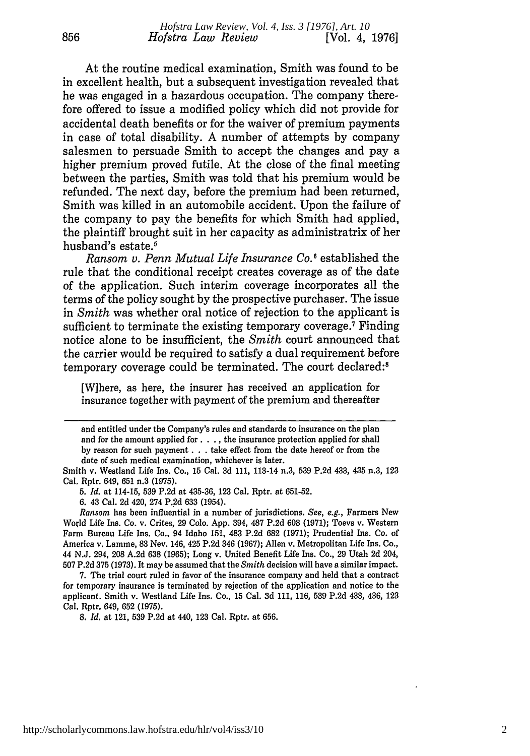At the routine medical examination, Smith was found to be in excellent health, but a subsequent investigation revealed that he was engaged in a hazardous occupation. The company therefore offered to issue a modified policy which did not provide for accidental death benefits or for the waiver of premium payments in case of total disability. A number of attempts by company salesmen to persuade Smith to accept the changes and pay a higher premium proved futile. At the close of the final meeting between the parties, Smith was told that his premium would be refunded. The next day, before the premium had been returned, Smith was killed in an automobile accident. Upon the failure of the company to pay the benefits for which Smith had applied, the plaintiff brought suit in her capacity as administratrix of her husband's estate.[5]

*Ransom v. Penn Mutual Life Insurance Co.*[6] established the rule that the conditional receipt creates coverage as of the date of the application. Such interim coverage incorporates all the terms of the policy sought by the prospective purchaser. The issue in *Smith* was whether oral notice of rejection to the applicant is sufficient to terminate the existing temporary coverage.[7] Finding notice alone to be insufficient, the *Smith* court announced that the carrier would be required to satisfy a dual requirement before temporary coverage could be terminated. The court declared:[8]

> [W]here, as here, the insurer has received an application for insurance together with payment of the premium and thereafter

---

and entitled under the Company's rules and standards to insurance on the plan and for the amount applied for . . . , the insurance protection applied for shall by reason for such payment . . . take effect from the date hereof or from the date of such medical examination, whichever is later.

Smith v. Westland Life Ins. Co., 15 Cal. 3d 111, 113-14 n.3, 539 P.2d 433, 435 n.3, 123 Cal. Rptr. 649, 651 n.3 (1975).

5. *Id.* at 114-15, 539 P.2d at 435-36, 123 Cal. Rptr. at 651-52.

6. 43 Cal. 2d 420, 274 P.2d 633 (1954).

*Ransom* has been influential in a number of jurisdictions. *See, e.g.*, Farmers New World Life Ins. Co. v. Crites, 29 Colo. App. 394, 487 P.2d 608 (1971); Toevs v. Western Farm Bureau Life Ins. Co., 94 Idaho 151, 483 P.2d 682 (1971); Prudential Ins. Co. of America v. Lamme, 83 Nev. 146, 425 P.2d 346 (1967); Allen v. Metropolitan Life Ins. Co., 44 N.J. 294, 208 A.2d 638 (1965); Long v. United Benefit Life Ins. Co., 29 Utah 2d 204, 507 P.2d 375 (1973). It may be assumed that the *Smith* decision will have a similar impact.

7. The trial court ruled in favor of the insurance company and held that a contract for temporary insurance is terminated by rejection of the application and notice to the applicant. Smith v. Westland Life Ins. Co., 15 Cal. 3d 111, 116, 539 P.2d 433, 436, 123 Cal. Rptr. 649, 652 (1975).

8. *Id.* at 121, 539 P.2d at 440, 123 Cal. Rptr. at 656.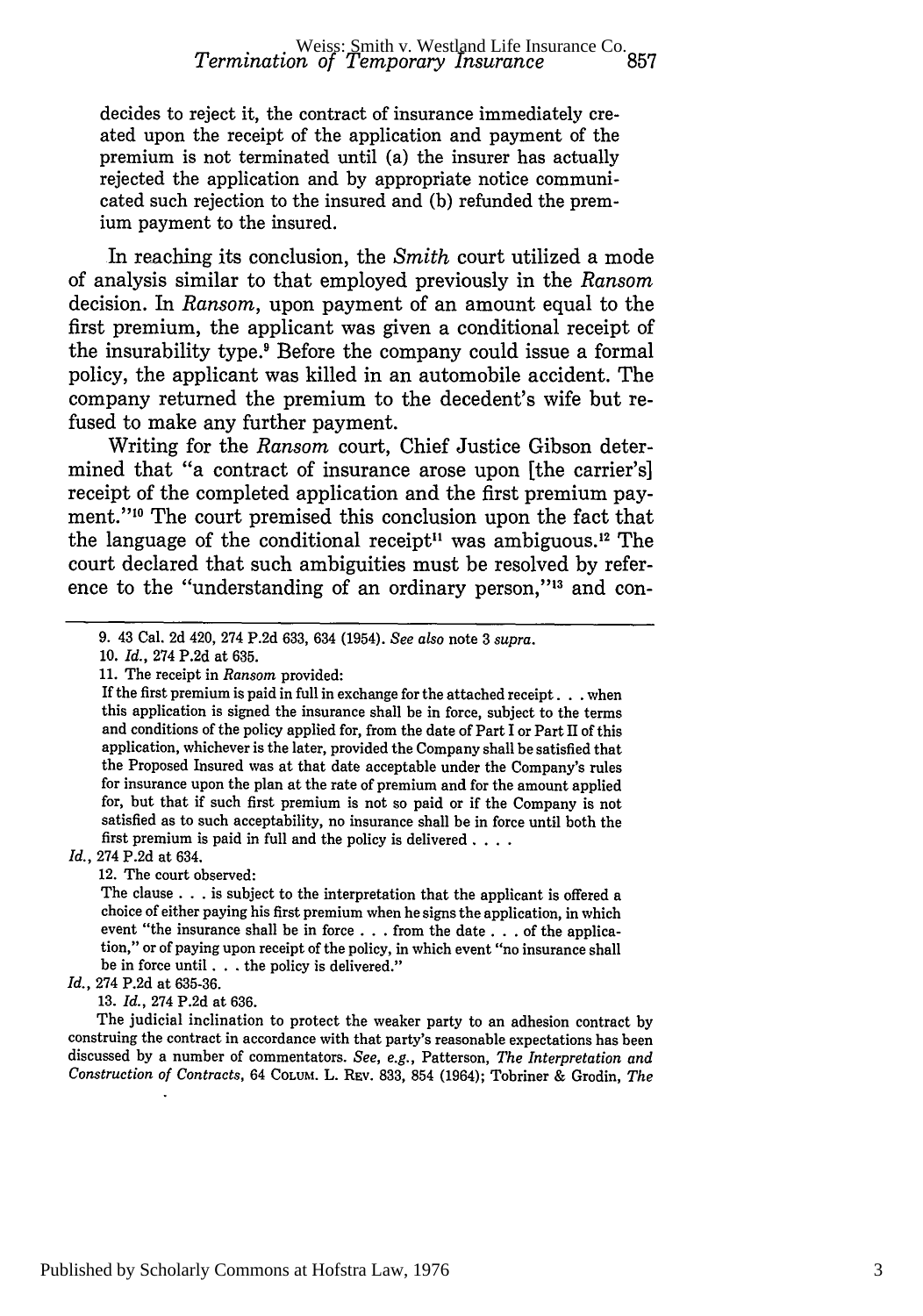decides to reject it, the contract of insurance immediately created upon the receipt of the application and payment of the premium is not terminated until (a) the insurer has actually rejected the application and by appropriate notice communicated such rejection to the insured and (b) refunded the premium payment to the insured.

In reaching its conclusion, the *Smith* court utilized a mode of analysis similar to that employed previously in the *Ransom* decision. In *Ransom*, upon payment of an amount equal to the first premium, the applicant was given a conditional receipt of the insurability type.[9] Before the company could issue a formal policy, the applicant was killed in an automobile accident. The company returned the premium to the decedent's wife but refused to make any further payment.

Writing for the *Ransom* court, Chief Justice Gibson determined that "a contract of insurance arose upon [the carrier's] receipt of the completed application and the first premium payment."[10] The court premised this conclusion upon the fact that the language of the conditional receipt[11] was ambiguous.[12] The court declared that such ambiguities must be resolved by reference to the "understanding of an ordinary person,"[13] and con-

---

9. 43 Cal. 2d 420, 274 P.2d 633, 634 (1954). *See also* note 3 *supra*.

10. *Id.*, 274 P.2d at 635.

11. The receipt in *Ransom* provided:

> If the first premium is paid in full in exchange for the attached receipt . . . when this application is signed the insurance shall be in force, subject to the terms and conditions of the policy applied for, from the date of Part I or Part II of this application, whichever is the later, provided the Company shall be satisfied that the Proposed Insured was at that date acceptable under the Company's rules for insurance upon the plan at the rate of premium and for the amount applied for, but that if such first premium is not so paid or if the Company is not satisfied as to such acceptability, no insurance shall be in force until both the first premium is paid in full and the policy is delivered . . . .

*Id.*, 274 P.2d at 634.

12. The court observed:

> The clause . . . is subject to the interpretation that the applicant is offered a choice of either paying his first premium when he signs the application, in which event "the insurance shall be in force . . . from the date . . . of the application," or of paying upon receipt of the policy, in which event "no insurance shall be in force until . . . the policy is delivered."

*Id.*, 274 P.2d at 635-36.

13. *Id.*, 274 P.2d at 636.

The judicial inclination to protect the weaker party to an adhesion contract by construing the contract in accordance with that party's reasonable expectations has been discussed by a number of commentators. *See, e.g.*, Patterson, *The Interpretation and Construction of Contracts*, 64 COLUM. L. REV. 833, 854 (1964); Tobriner & Grodin, *The*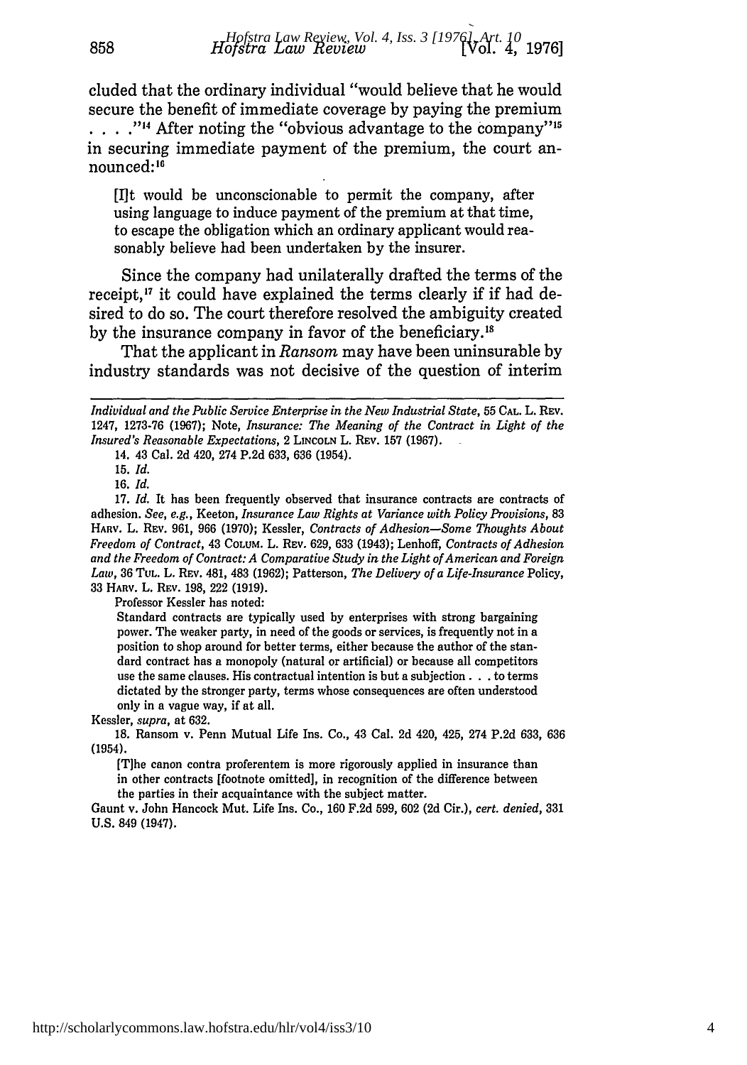cluded that the ordinary individual "would believe that he would secure the benefit of immediate coverage by paying the premium . . . ."[14] After noting the "obvious advantage to the company"[15] in securing immediate payment of the premium, the court announced:[16]

> [I]t would be unconscionable to permit the company, after using language to induce payment of the premium at that time, to escape the obligation which an ordinary applicant would reasonably believe had been undertaken by the insurer.

Since the company had unilaterally drafted the terms of the receipt,[17] it could have explained the terms clearly if if had desired to do so. The court therefore resolved the ambiguity created by the insurance company in favor of the beneficiary.[18]

That the applicant in *Ransom* may have been uninsurable by industry standards was not decisive of the question of interim

---

*Individual and the Public Service Enterprise in the New Industrial State*, 55 CAL. L. REV. 1247, 1273-76 (1967); Note, *Insurance: The Meaning of the Contract in Light of the Insured's Reasonable Expectations*, 2 LINCOLN L. REV. 157 (1967).

14. 43 Cal. 2d 420, 274 P.2d 633, 636 (1954).

15. *Id.*

16. *Id.*

17. *Id.* It has been frequently observed that insurance contracts are contracts of adhesion. *See, e.g.*, Keeton, *Insurance Law Rights at Variance with Policy Provisions*, 83 HARV. L. REV. 961, 966 (1970); Kessler, *Contracts of Adhesion—Some Thoughts About Freedom of Contract*, 43 COLUM. L. REV. 629, 633 (1943); Lenhoff, *Contracts of Adhesion and the Freedom of Contract: A Comparative Study in the Light of American and Foreign Law*, 36 TUL. L. REV. 481, 483 (1962); Patterson, *The Delivery of a Life-Insurance* Policy, 33 HARV. L. REV. 198, 222 (1919).

Professor Kessler has noted:

> Standard contracts are typically used by enterprises with strong bargaining power. The weaker party, in need of the goods or services, is frequently not in a position to shop around for better terms, either because the author of the standard contract has a monopoly (natural or artificial) or because all competitors use the same clauses. His contractual intention is but a subjection . . . to terms dictated by the stronger party, terms whose consequences are often understood only in a vague way, if at all.

Kessler, *supra*, at 632.

18. Ransom v. Penn Mutual Life Ins. Co., 43 Cal. 2d 420, 425, 274 P.2d 633, 636 (1954).

> [T]he canon contra proferentem is more rigorously applied in insurance than in other contracts [footnote omitted], in recognition of the difference between the parties in their acquaintance with the subject matter.

Gaunt v. John Hancock Mut. Life Ins. Co., 160 F.2d 599, 602 (2d Cir.), *cert. denied*, 331 U.S. 849 (1947).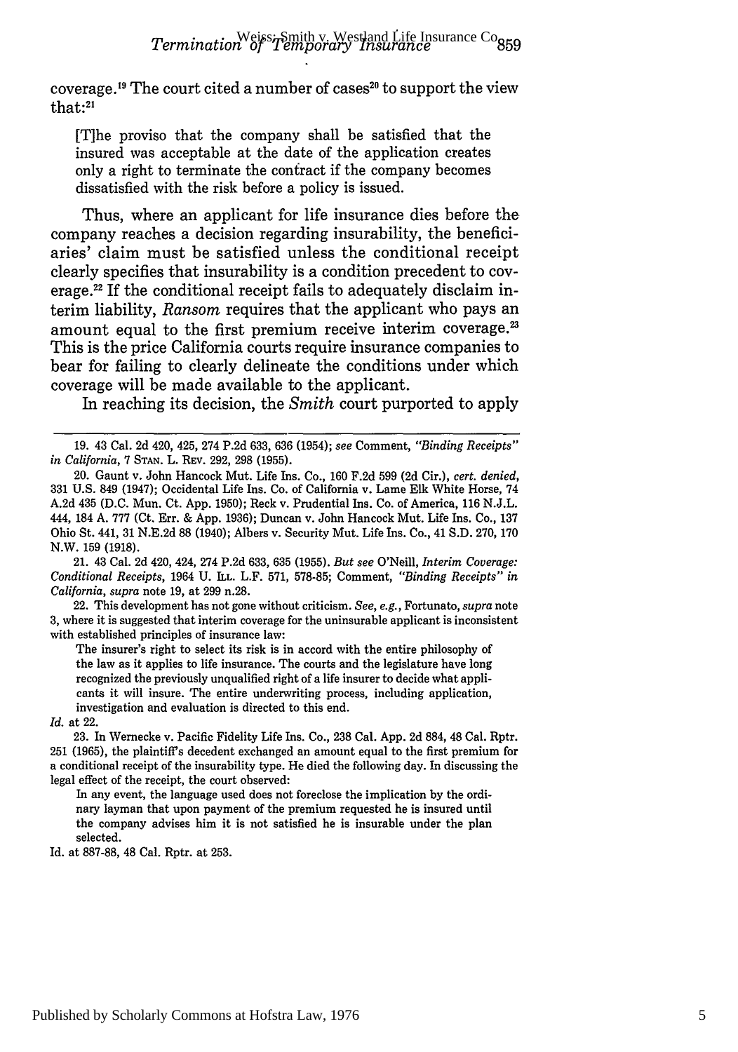coverage.[19] The court cited a number of cases[20] to support the view that:[21]

> [T]he proviso that the company shall be satisfied that the insured was acceptable at the date of the application creates only a right to terminate the contract if the company becomes dissatisfied with the risk before a policy is issued.

Thus, where an applicant for life insurance dies before the company reaches a decision regarding insurability, the beneficiaries' claim must be satisfied unless the conditional receipt clearly specifies that insurability is a condition precedent to coverage.[22] If the conditional receipt fails to adequately disclaim interim liability, *Ransom* requires that the applicant who pays an amount equal to the first premium receive interim coverage.[23] This is the price California courts require insurance companies to bear for failing to clearly delineate the conditions under which coverage will be made available to the applicant.

In reaching its decision, the *Smith* court purported to apply

---

19. 43 Cal. 2d 420, 425, 274 P.2d 633, 636 (1954); *see* Comment, *"Binding Receipts" in California*, 7 STAN. L. REV. 292, 298 (1955).

20. Gaunt v. John Hancock Mut. Life Ins. Co., 160 F.2d 599 (2d Cir.), *cert. denied*, 331 U.S. 849 (1947); Occidental Life Ins. Co. of California v. Lame Elk White Horse, 74 A.2d 435 (D.C. Mun. Ct. App. 1950); Reck v. Prudential Ins. Co. of America, 116 N.J.L. 444, 184 A. 777 (Ct. Err. & App. 1936); Duncan v. John Hancock Mut. Life Ins. Co., 137 Ohio St. 441, 31 N.E.2d 88 (1940); Albers v. Security Mut. Life Ins. Co., 41 S.D. 270, 170 N.W. 159 (1918).

21. 43 Cal. 2d 420, 424, 274 P.2d 633, 635 (1955). *But see* O'Neill, *Interim Coverage: Conditional Receipts*, 1964 U. ILL. L.F. 571, 578-85; Comment, *"Binding Receipts" in California*, *supra* note 19, at 299 n.28.

22. This development has not gone without criticism. *See, e.g.*, Fortunato, *supra* note 3, where it is suggested that interim coverage for the uninsurable applicant is inconsistent with established principles of insurance law:

> The insurer's right to select its risk is in accord with the entire philosophy of the law as it applies to life insurance. The courts and the legislature have long recognized the previously unqualified right of a life insurer to decide what applicants it will insure. The entire underwriting process, including application, investigation and evaluation is directed to this end.

*Id.* at 22.

23. In Wernecke v. Pacific Fidelity Life Ins. Co., 238 Cal. App. 2d 884, 48 Cal. Rptr. 251 (1965), the plaintiff's decedent exchanged an amount equal to the first premium for a conditional receipt of the insurability type. He died the following day. In discussing the legal effect of the receipt, the court observed:

> In any event, the language used does not foreclose the implication by the ordinary layman that upon payment of the premium requested he is insured until the company advises him it is not satisfied he is insurable under the plan selected.

Id. at 887-88, 48 Cal. Rptr. at 253.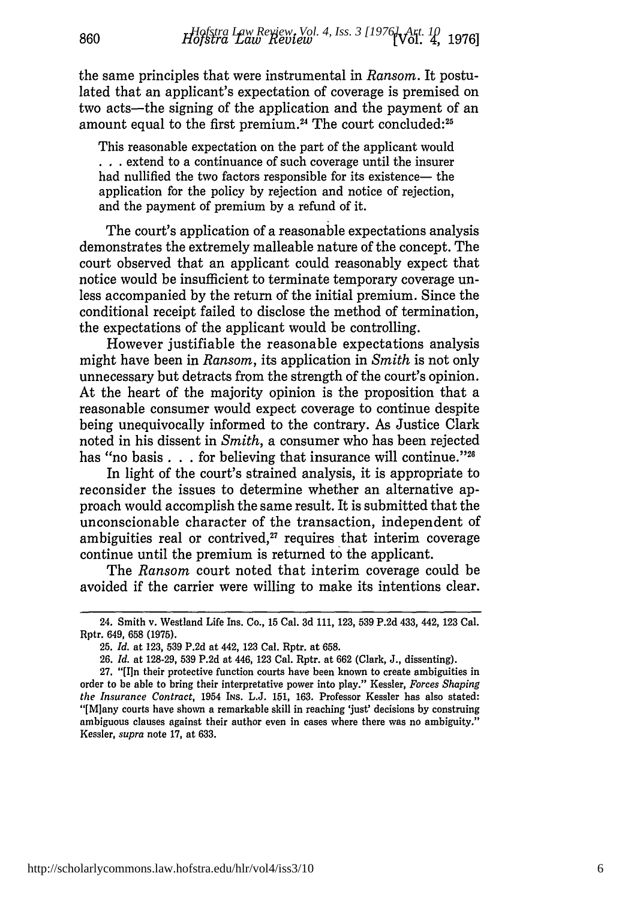the same principles that were instrumental in *Ransom*. It postulated that an applicant's expectation of coverage is premised on two acts—the signing of the application and the payment of an amount equal to the first premium.[24] The court concluded:[25]

> This reasonable expectation on the part of the applicant would . . . extend to a continuance of such coverage until the insurer had nullified the two factors responsible for its existence— the application for the policy by rejection and notice of rejection, and the payment of premium by a refund of it.

The court's application of a reasonable expectations analysis demonstrates the extremely malleable nature of the concept. The court observed that an applicant could reasonably expect that notice would be insufficient to terminate temporary coverage unless accompanied by the return of the initial premium. Since the conditional receipt failed to disclose the method of termination, the expectations of the applicant would be controlling.

However justifiable the reasonable expectations analysis might have been in *Ransom*, its application in *Smith* is not only unnecessary but detracts from the strength of the court's opinion. At the heart of the majority opinion is the proposition that a reasonable consumer would expect coverage to continue despite being unequivocally informed to the contrary. As Justice Clark noted in his dissent in *Smith*, a consumer who has been rejected has "no basis . . . for believing that insurance will continue."[26]

In light of the court's strained analysis, it is appropriate to reconsider the issues to determine whether an alternative approach would accomplish the same result. It is submitted that the unconscionable character of the transaction, independent of ambiguities real or contrived,[27] requires that interim coverage continue until the premium is returned to the applicant.

The *Ransom* court noted that interim coverage could be avoided if the carrier were willing to make its intentions clear.

---

24. Smith v. Westland Life Ins. Co., 15 Cal. 3d 111, 123, 539 P.2d 433, 442, 123 Cal. Rptr. 649, 658 (1975).

25. *Id.* at 123, 539 P.2d at 442, 123 Cal. Rptr. at 658.

26. *Id.* at 128-29, 539 P.2d at 446, 123 Cal. Rptr. at 662 (Clark, J., dissenting).

27. "[I]n their protective function courts have been known to create ambiguities in order to be able to bring their interpretative power into play." Kessler, *Forces Shaping the Insurance Contract*, 1954 Ins. L.J. 151, 163. Professor Kessler has also stated: "[M]any courts have shown a remarkable skill in reaching 'just' decisions by construing ambiguous clauses against their author even in cases where there was no ambiguity." Kessler, *supra* note 17, at 633.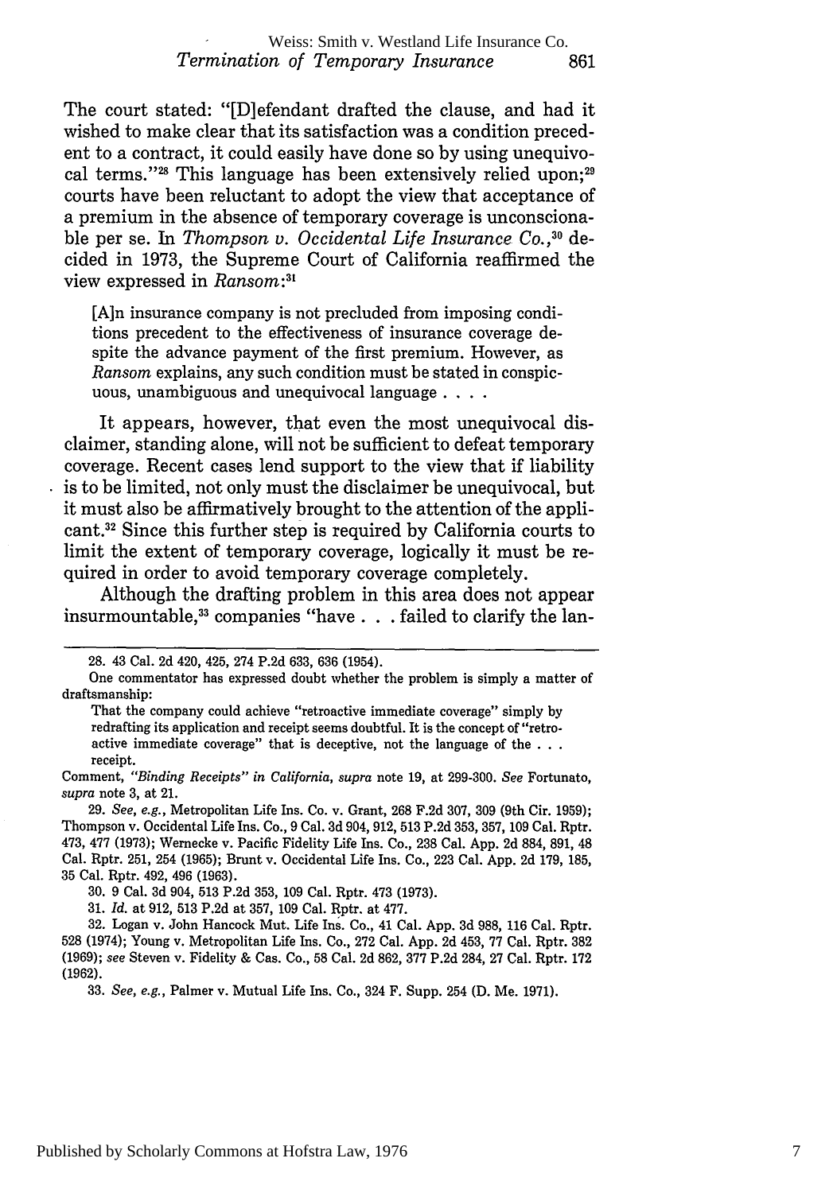The court stated: "[D]efendant drafted the clause, and had it wished to make clear that its satisfaction was a condition precedent to a contract, it could easily have done so by using unequivocal terms."[28] This language has been extensively relied upon;[29] courts have been reluctant to adopt the view that acceptance of a premium in the absence of temporary coverage is unconscionable per se. In *Thompson v. Occidental Life Insurance Co.*,[30] decided in 1973, the Supreme Court of California reaffirmed the view expressed in *Ransom*:[31]

> [A]n insurance company is not precluded from imposing conditions precedent to the effectiveness of insurance coverage despite the advance payment of the first premium. However, as *Ransom* explains, any such condition must be stated in conspicuous, unambiguous and unequivocal language . . . .

It appears, however, that even the most unequivocal disclaimer, standing alone, will not be sufficient to defeat temporary coverage. Recent cases lend support to the view that if liability is to be limited, not only must the disclaimer be unequivocal, but it must also be affirmatively brought to the attention of the applicant.[32] Since this further step is required by California courts to limit the extent of temporary coverage, logically it must be required in order to avoid temporary coverage completely.

Although the drafting problem in this area does not appear insurmountable,[33] companies "have . . . failed to clarify the lan-

---

28. 43 Cal. 2d 420, 425, 274 P.2d 633, 636 (1954).

One commentator has expressed doubt whether the problem is simply a matter of draftsmanship:

> That the company could achieve "retroactive immediate coverage" simply by redrafting its application and receipt seems doubtful. It is the concept of "retroactive immediate coverage" that is deceptive, not the language of the . . . receipt.

Comment, *"Binding Receipts" in California*, *supra* note 19, at 299-300. *See* Fortunato, *supra* note 3, at 21.

29. *See, e.g.*, Metropolitan Life Ins. Co. v. Grant, 268 F.2d 307, 309 (9th Cir. 1959); Thompson v. Occidental Life Ins. Co., 9 Cal. 3d 904, 912, 513 P.2d 353, 357, 109 Cal. Rptr. 473, 477 (1973); Wernecke v. Pacific Fidelity Life Ins. Co., 238 Cal. App. 2d 884, 891, 48 Cal. Rptr. 251, 254 (1965); Brunt v. Occidental Life Ins. Co., 223 Cal. App. 2d 179, 185, 35 Cal. Rptr. 492, 496 (1963).

30. 9 Cal. 3d 904, 513 P.2d 353, 109 Cal. Rptr. 473 (1973).

31. *Id.* at 912, 513 P.2d at 357, 109 Cal. Rptr. at 477.

32. Logan v. John Hancock Mut. Life Ins. Co., 41 Cal. App. 3d 988, 116 Cal. Rptr. 528 (1974); Young v. Metropolitan Life Ins. Co., 272 Cal. App. 2d 453, 77 Cal. Rptr. 382 (1969); *see* Steven v. Fidelity & Cas. Co., 58 Cal. 2d 862, 377 P.2d 284, 27 Cal. Rptr. 172 (1962).

33. *See, e.g.*, Palmer v. Mutual Life Ins. Co., 324 F. Supp. 254 (D. Me. 1971).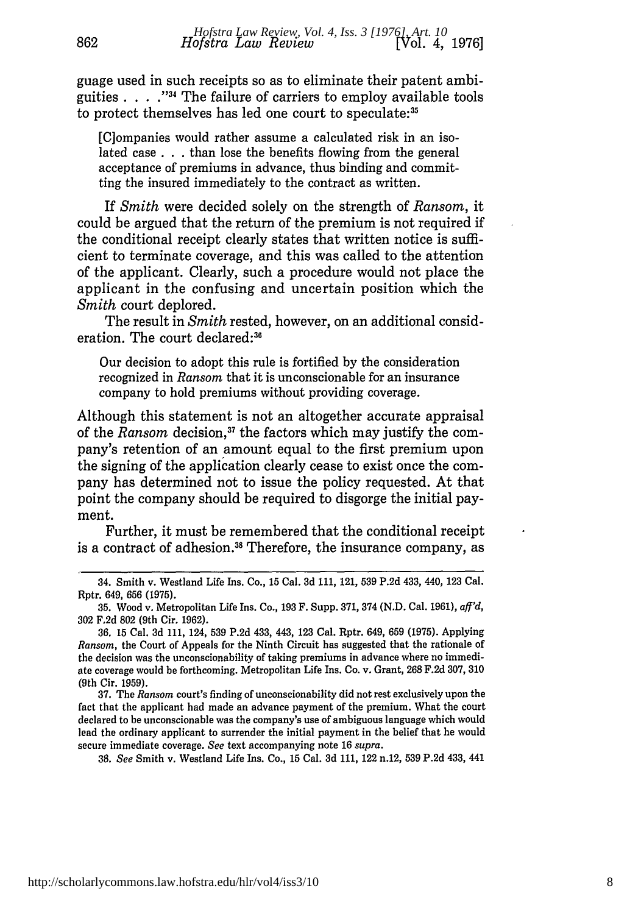guage used in such receipts so as to eliminate their patent ambiguities . . . ."[34] The failure of carriers to employ available tools to protect themselves has led one court to speculate:[35]

> [C]ompanies would rather assume a calculated risk in an isolated case . . . than lose the benefits flowing from the general acceptance of premiums in advance, thus binding and committing the insured immediately to the contract as written.

If *Smith* were decided solely on the strength of *Ransom*, it could be argued that the return of the premium is not required if the conditional receipt clearly states that written notice is sufficient to terminate coverage, and this was called to the attention of the applicant. Clearly, such a procedure would not place the applicant in the confusing and uncertain position which the *Smith* court deplored.

The result in *Smith* rested, however, on an additional consideration. The court declared:[36]

> Our decision to adopt this rule is fortified by the consideration recognized in *Ransom* that it is unconscionable for an insurance company to hold premiums without providing coverage.

Although this statement is not an altogether accurate appraisal of the *Ransom* decision,[37] the factors which may justify the company's retention of an amount equal to the first premium upon the signing of the application clearly cease to exist once the company has determined not to issue the policy requested. At that point the company should be required to disgorge the initial payment.

Further, it must be remembered that the conditional receipt is a contract of adhesion.[38] Therefore, the insurance company, as

---

34. Smith v. Westland Life Ins. Co., 15 Cal. 3d 111, 121, 539 P.2d 433, 440, 123 Cal. Rptr. 649, 656 (1975).

35. Wood v. Metropolitan Life Ins. Co., 193 F. Supp. 371, 374 (N.D. Cal. 1961), *aff'd*, 302 F.2d 802 (9th Cir. 1962).

36. 15 Cal. 3d 111, 124, 539 P.2d 433, 443, 123 Cal. Rptr. 649, 659 (1975). Applying *Ransom*, the Court of Appeals for the Ninth Circuit has suggested that the rationale of the decision was the unconscionability of taking premiums in advance where no immediate coverage would be forthcoming. Metropolitan Life Ins. Co. v. Grant, 268 F.2d 307, 310 (9th Cir. 1959).

37. The *Ransom* court's finding of unconscionability did not rest exclusively upon the fact that the applicant had made an advance payment of the premium. What the court declared to be unconscionable was the company's use of ambiguous language which would lead the ordinary applicant to surrender the initial payment in the belief that he would secure immediate coverage. *See* text accompanying note 16 *supra*.

38. *See* Smith v. Westland Life Ins. Co., 15 Cal. 3d 111, 122 n.12, 539 P.2d 433, 441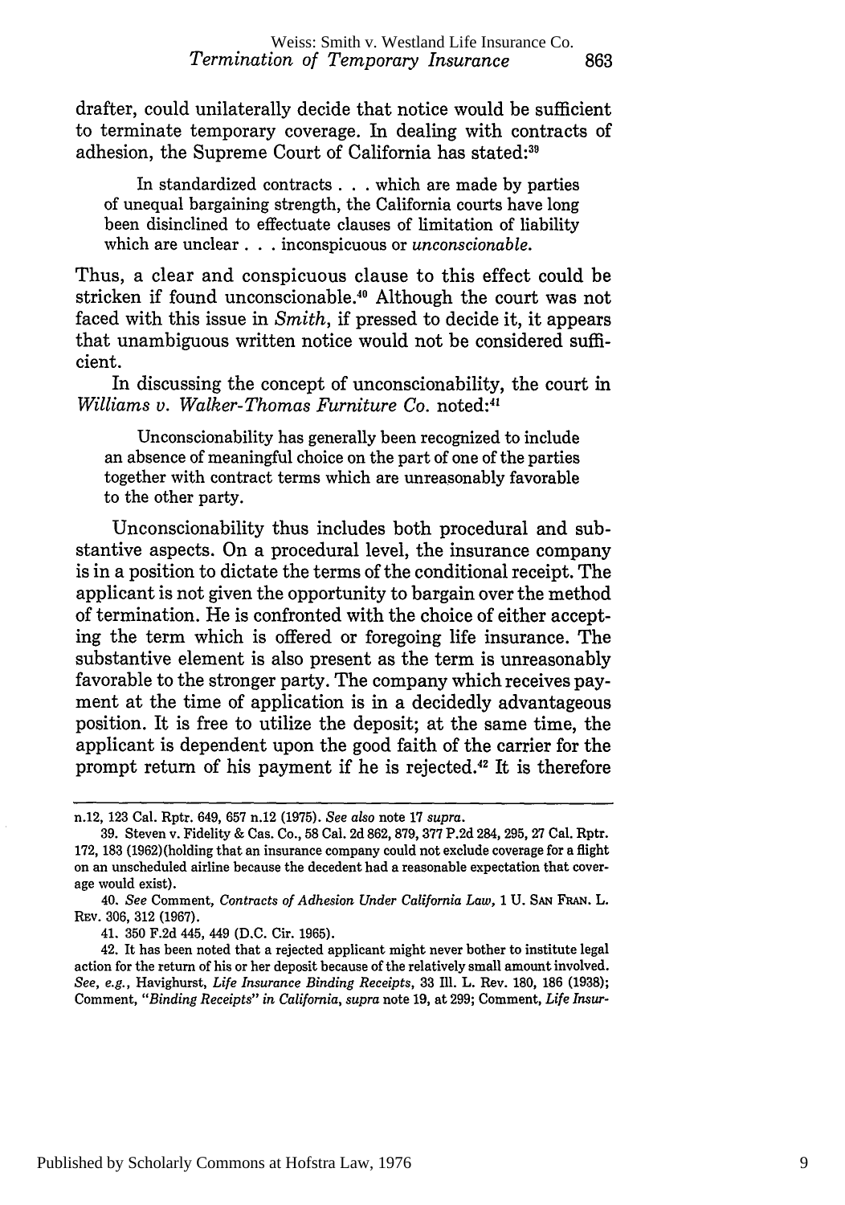drafter, could unilaterally decide that notice would be sufficient to terminate temporary coverage. In dealing with contracts of adhesion, the Supreme Court of California has stated:[39]

> In standardized contracts . . . which are made by parties of unequal bargaining strength, the California courts have long been disinclined to effectuate clauses of limitation of liability which are unclear . . . inconspicuous or *unconscionable.*

Thus, a clear and conspicuous clause to this effect could be stricken if found unconscionable.[40] Although the court was not faced with this issue in *Smith*, if pressed to decide it, it appears that unambiguous written notice would not be considered sufficient.

In discussing the concept of unconscionability, the court in *Williams v. Walker-Thomas Furniture Co.* noted:[41]

> Unconscionability has generally been recognized to include an absence of meaningful choice on the part of one of the parties together with contract terms which are unreasonably favorable to the other party.

Unconscionability thus includes both procedural and substantive aspects. On a procedural level, the insurance company is in a position to dictate the terms of the conditional receipt. The applicant is not given the opportunity to bargain over the method of termination. He is confronted with the choice of either accepting the term which is offered or foregoing life insurance. The substantive element is also present as the term is unreasonably favorable to the stronger party. The company which receives payment at the time of application is in a decidedly advantageous position. It is free to utilize the deposit; at the same time, the applicant is dependent upon the good faith of the carrier for the prompt return of his payment if he is rejected.[42] It is therefore

---

n.12, 123 Cal. Rptr. 649, 657 n.12 (1975). *See also* note 17 *supra*.

39. Steven v. Fidelity & Cas. Co., 58 Cal. 2d 862, 879, 377 P.2d 284, 295, 27 Cal. Rptr. 172, 183 (1962)(holding that an insurance company could not exclude coverage for a flight on an unscheduled airline because the decedent had a reasonable expectation that coverage would exist).

40. *See* Comment, *Contracts of Adhesion Under California Law*, 1 U. SAN FRAN. L. REV. 306, 312 (1967).

41. 350 F.2d 445, 449 (D.C. Cir. 1965).

42. It has been noted that a rejected applicant might never bother to institute legal action for the return of his or her deposit because of the relatively small amount involved. *See, e.g.,* Havighurst, *Life Insurance Binding Receipts*, 33 Ill. L. Rev. 180, 186 (1938); Comment, *"Binding Receipts" in California*, *supra* note 19, at 299; Comment, *Life Insur-*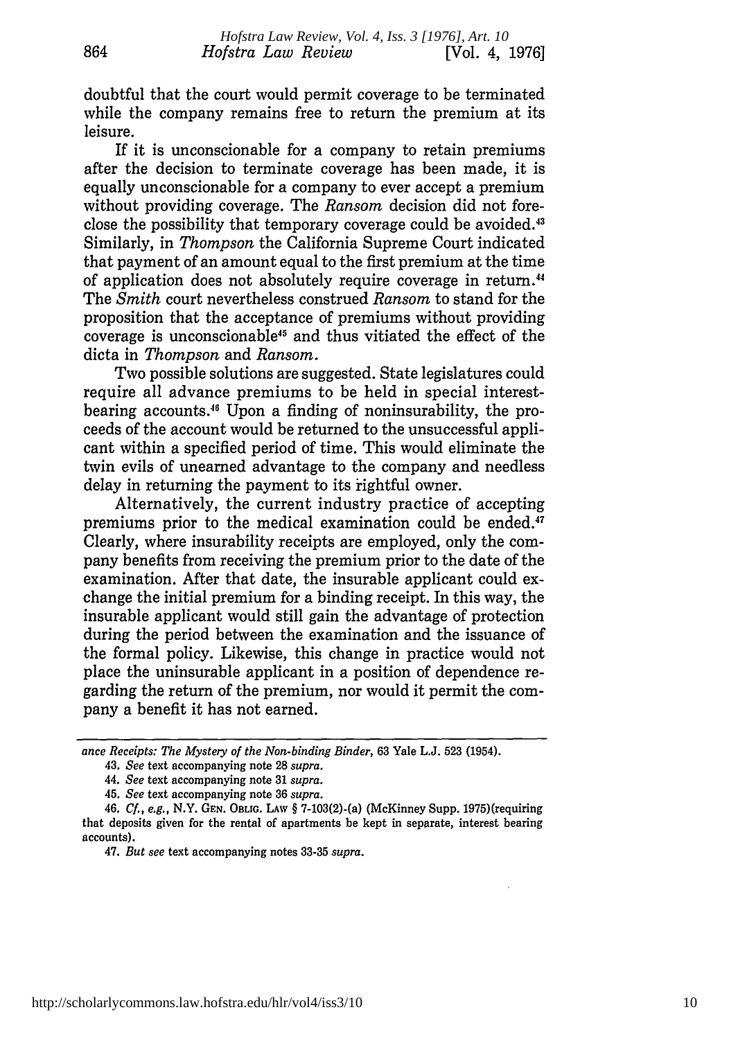doubtful that the court would permit coverage to be terminated while the company remains free to return the premium at its leisure.

If it is unconscionable for a company to retain premiums after the decision to terminate coverage has been made, it is equally unconscionable for a company to ever accept a premium without providing coverage. The *Ransom* decision did not foreclose the possibility that temporary coverage could be avoided.[43] Similarly, in *Thompson* the California Supreme Court indicated that payment of an amount equal to the first premium at the time of application does not absolutely require coverage in return.[44] The *Smith* court nevertheless construed *Ransom* to stand for the proposition that the acceptance of premiums without providing coverage is unconscionable[45] and thus vitiated the effect of the dicta in *Thompson* and *Ransom*.

Two possible solutions are suggested. State legislatures could require all advance premiums to be held in special interest-bearing accounts.[46] Upon a finding of noninsurability, the proceeds of the account would be returned to the unsuccessful applicant within a specified period of time. This would eliminate the twin evils of unearned advantage to the company and needless delay in returning the payment to its rightful owner.

Alternatively, the current industry practice of accepting premiums prior to the medical examination could be ended.[47] Clearly, where insurability receipts are employed, only the company benefits from receiving the premium prior to the date of the examination. After that date, the insurable applicant could exchange the initial premium for a binding receipt. In this way, the insurable applicant would still gain the advantage of protection during the period between the examination and the issuance of the formal policy. Likewise, this change in practice would not place the uninsurable applicant in a position of dependence regarding the return of the premium, nor would it permit the company a benefit it has not earned.

---

*ance Receipts: The Mystery of the Non-binding Binder*, 63 Yale L.J. 523 (1954).

43. *See* text accompanying note 28 *supra*.

44. *See* text accompanying note 31 *supra*.

45. *See* text accompanying note 36 *supra*.

46. *Cf., e.g.*, N.Y. GEN. OBLIG. LAW § 7-103(2)-(a) (McKinney Supp. 1975)(requiring that deposits given for the rental of apartments be kept in separate, interest bearing accounts).

47. *But see* text accompanying notes 33-35 *supra*.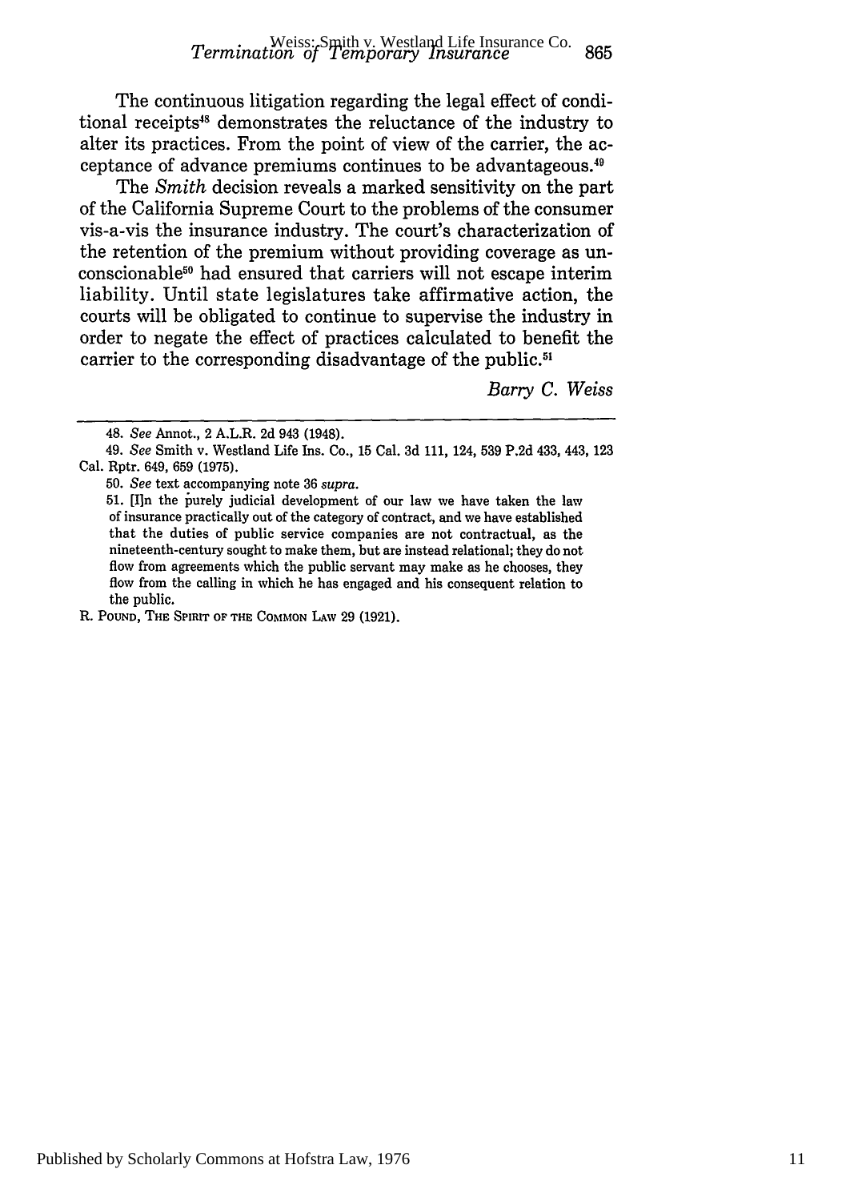The continuous litigation regarding the legal effect of conditional receipts[48] demonstrates the reluctance of the industry to alter its practices. From the point of view of the carrier, the acceptance of advance premiums continues to be advantageous.[49]

The *Smith* decision reveals a marked sensitivity on the part of the California Supreme Court to the problems of the consumer vis-a-vis the insurance industry. The court's characterization of the retention of the premium without providing coverage as unconscionable[50] had ensured that carriers will not escape interim liability. Until state legislatures take affirmative action, the courts will be obligated to continue to supervise the industry in order to negate the effect of practices calculated to benefit the carrier to the corresponding disadvantage of the public.[51]

*Barry C. Weiss*

---

48. *See* Annot., 2 A.L.R. 2d 943 (1948).

49. *See* Smith v. Westland Life Ins. Co., 15 Cal. 3d 111, 124, 539 P.2d 433, 443, 123 Cal. Rptr. 649, 659 (1975).

50. *See* text accompanying note 36 *supra*.

51. [I]n the purely judicial development of our law we have taken the law of insurance practically out of the category of contract, and we have established that the duties of public service companies are not contractual, as the nineteenth-century sought to make them, but are instead relational; they do not flow from agreements which the public servant may make as he chooses, they flow from the calling in which he has engaged and his consequent relation to the public.

R. POUND, THE SPIRIT OF THE COMMON LAW 29 (1921).